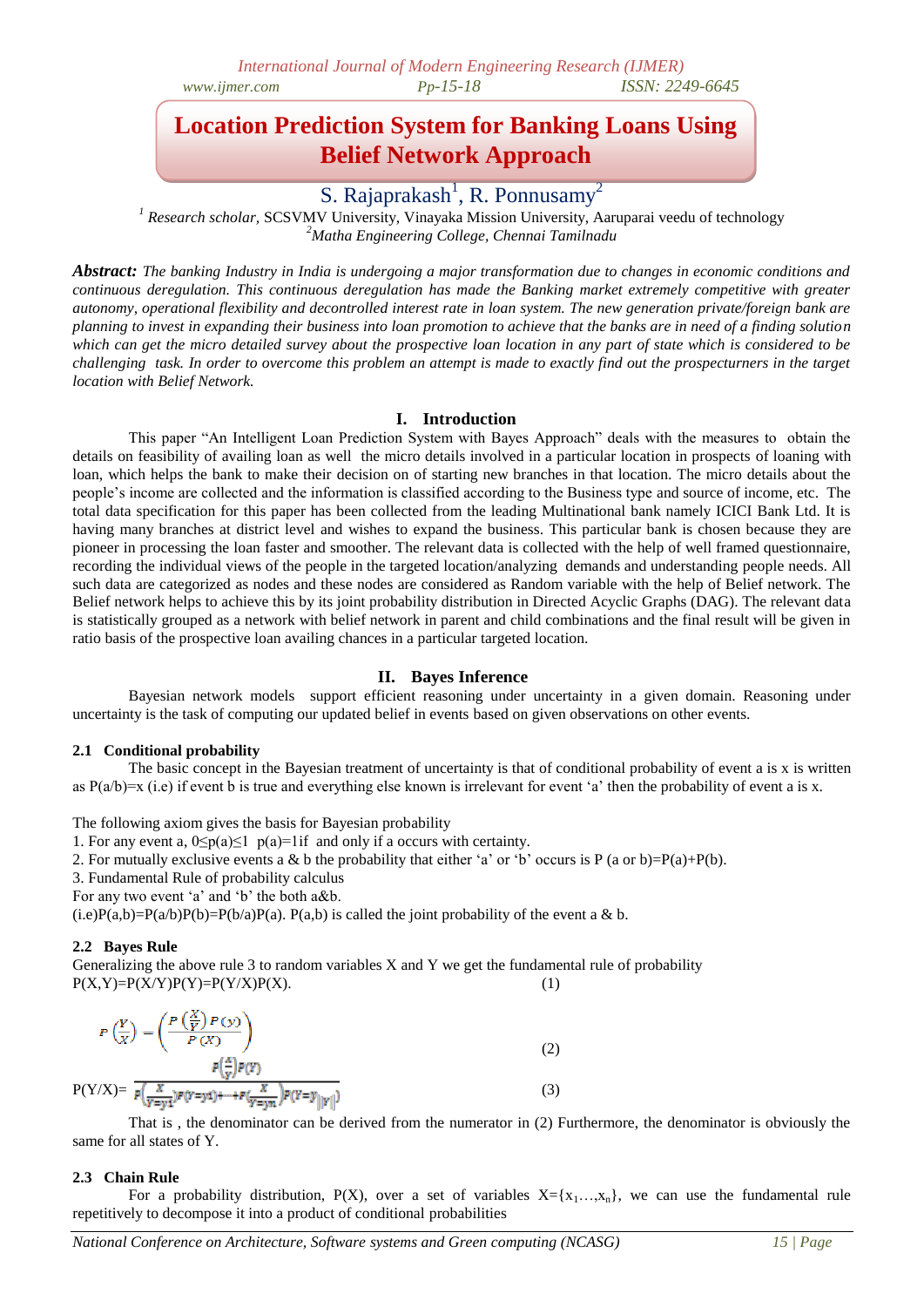# Location Prediction System for Banking Loans Using Belief Network Approach

S. Rajaprakash[1], R. Ponnusamy[2]

[1] *Research scholar*, SCSVMV University, Vinayaka Mission University, Aaruparai veedu of technology
[2]*Matha Engineering College, Chennai Tamilnadu*

***Abstract:*** *The banking Industry in India is undergoing a major transformation due to changes in economic conditions and continuous deregulation. This continuous deregulation has made the Banking market extremely competitive with greater autonomy, operational flexibility and decontrolled interest rate in loan system. The new generation private/foreign bank are planning to invest in expanding their business into loan promotion to achieve that the banks are in need of a finding solution which can get the micro detailed survey about the prospective loan location in any part of state which is considered to be challenging task. In order to overcome this problem an attempt is made to exactly find out the prospecturners in the target location with Belief Network.*

## I. Introduction

This paper "An Intelligent Loan Prediction System with Bayes Approach" deals with the measures to obtain the details on feasibility of availing loan as well the micro details involved in a particular location in prospects of loaning with loan, which helps the bank to make their decision on of starting new branches in that location. The micro details about the people's income are collected and the information is classified according to the Business type and source of income, etc. The total data specification for this paper has been collected from the leading Multinational bank namely ICICI Bank Ltd. It is having many branches at district level and wishes to expand the business. This particular bank is chosen because they are pioneer in processing the loan faster and smoother. The relevant data is collected with the help of well framed questionnaire, recording the individual views of the people in the targeted location/analyzing demands and understanding people needs. All such data are categorized as nodes and these nodes are considered as Random variable with the help of Belief network. The Belief network helps to achieve this by its joint probability distribution in Directed Acyclic Graphs (DAG). The relevant data is statistically grouped as a network with belief network in parent and child combinations and the final result will be given in ratio basis of the prospective loan availing chances in a particular targeted location.

## II. Bayes Inference

Bayesian network models support efficient reasoning under uncertainty in a given domain. Reasoning under uncertainty is the task of computing our updated belief in events based on given observations on other events.

### 2.1 Conditional probability

The basic concept in the Bayesian treatment of uncertainty is that of conditional probability of event a is x is written as P(a/b)=x (i.e) if event b is true and everything else known is irrelevant for event 'a' then the probability of event a is x.

The following axiom gives the basis for Bayesian probability

1. For any event a, $0 \leq p(a) \leq 1$ p(a)=1if and only if a occurs with certainty.
2. For mutually exclusive events a & b the probability that either 'a' or 'b' occurs is P (a or b)=P(a)+P(b).
3. Fundamental Rule of probability calculus

For any two event 'a' and 'b' the both a&b.

(i.e)P(a,b)=P(a/b)P(b)=P(b/a)P(a). P(a,b) is called the joint probability of the event a & b.

### 2.2 Bayes Rule

Generalizing the above rule 3 to random variables X and Y we get the fundamental rule of probability

P(X,Y)=P(X/Y)P(Y)=P(Y/X)P(X). (1)

$$P\left(\frac{Y}{X}\right) = \left(\frac{P\left(\frac{X}{Y}\right)P(y)}{P(X)}\right) \tag{2}$$

$$P(Y/X)= \frac{P\left(\frac{X}{Y}\right)P(Y)}{P\left(\frac{X}{Y=y1}\right)P(Y=y1)+\cdots+P\left(\frac{X}{Y=yn}\right)P(Y=y_{|\|Y\||})} \tag{3}$$

That is , the denominator can be derived from the numerator in (2) Furthermore, the denominator is obviously the same for all states of Y.

### 2.3 Chain Rule

For a probability distribution, P(X), over a set of variables $X=\{x_1\ldots,x_n\}$, we can use the fundamental rule repetitively to decompose it into a product of conditional probabilities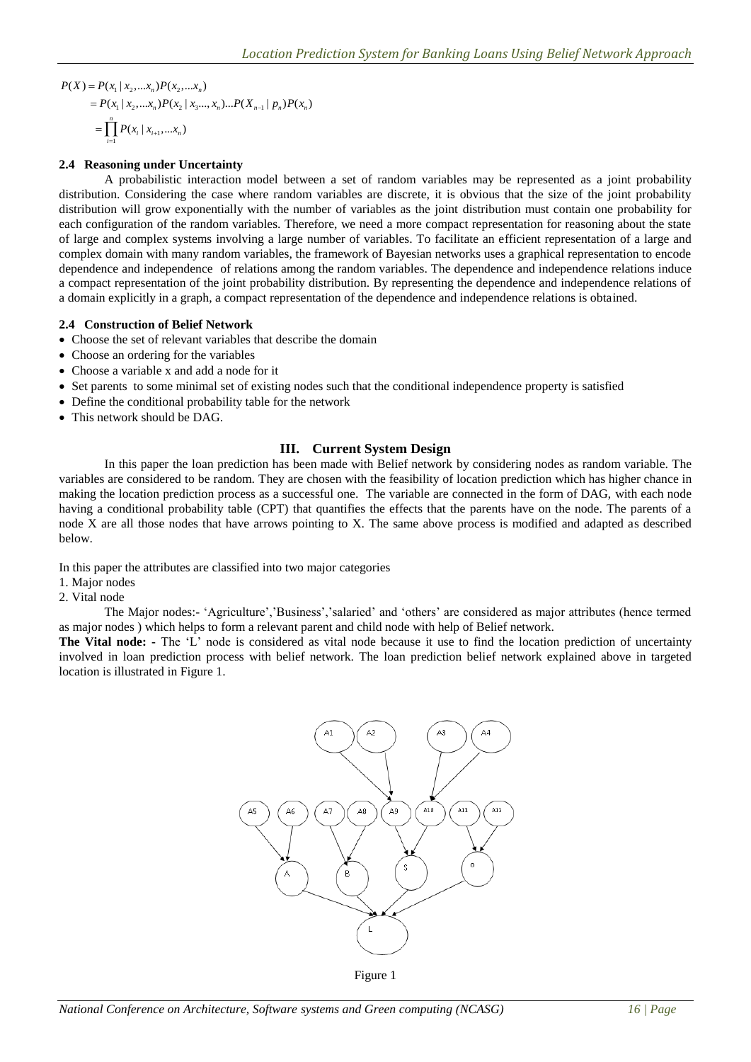$$
\begin{aligned}
P(X) &= P(x_1 \mid x_2, \ldots x_n) P(x_2, \ldots x_n) \\
&= P(x_1 \mid x_2, \ldots x_n) P(x_2 \mid x_3 \ldots, x_n) \ldots P(X_{n-1} \mid p_n) P(x_n) \\
&= \prod_{i=1}^{n} P(x_i \mid x_{i+1}, \ldots x_n)
\end{aligned}
$$

### 2.4 Reasoning under Uncertainty

A probabilistic interaction model between a set of random variables may be represented as a joint probability distribution. Considering the case where random variables are discrete, it is obvious that the size of the joint probability distribution will grow exponentially with the number of variables as the joint distribution must contain one probability for each configuration of the random variables. Therefore, we need a more compact representation for reasoning about the state of large and complex systems involving a large number of variables. To facilitate an efficient representation of a large and complex domain with many random variables, the framework of Bayesian networks uses a graphical representation to encode dependence and independence of relations among the random variables. The dependence and independence relations induce a compact representation of the joint probability distribution. By representing the dependence and independence relations of a domain explicitly in a graph, a compact representation of the dependence and independence relations is obtained.

### 2.4 Construction of Belief Network

- Choose the set of relevant variables that describe the domain
- Choose an ordering for the variables
- Choose a variable x and add a node for it
- Set parents to some minimal set of existing nodes such that the conditional independence property is satisfied
- Define the conditional probability table for the network
- This network should be DAG.

## III. Current System Design

In this paper the loan prediction has been made with Belief network by considering nodes as random variable. The variables are considered to be random. They are chosen with the feasibility of location prediction which has higher chance in making the location prediction process as a successful one. The variable are connected in the form of DAG, with each node having a conditional probability table (CPT) that quantifies the effects that the parents have on the node. The parents of a node X are all those nodes that have arrows pointing to X. The same above process is modified and adapted as described below.

In this paper the attributes are classified into two major categories

1. Major nodes
2. Vital node

The Major nodes:- 'Agriculture','Business','salaried' and 'others' are considered as major attributes (hence termed as major nodes ) which helps to form a relevant parent and child node with help of Belief network.

**The Vital node: -** The 'L' node is considered as vital node because it use to find the location prediction of uncertainty involved in loan prediction process with belief network. The loan prediction belief network explained above in targeted location is illustrated in Figure 1.

Figure 1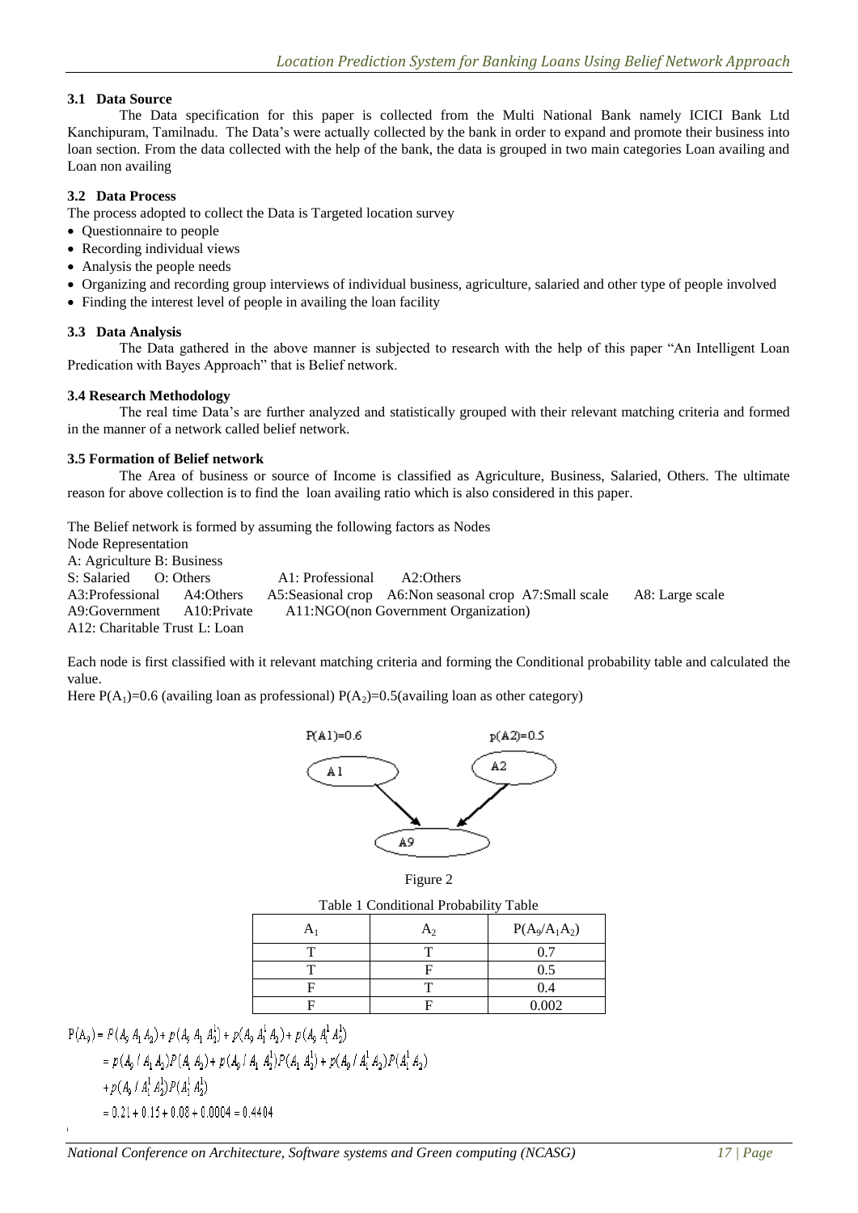### 3.1 Data Source

The Data specification for this paper is collected from the Multi National Bank namely ICICI Bank Ltd Kanchipuram, Tamilnadu. The Data's were actually collected by the bank in order to expand and promote their business into loan section. From the data collected with the help of the bank, the data is grouped in two main categories Loan availing and Loan non availing

### 3.2 Data Process

The process adopted to collect the Data is Targeted location survey

- Questionnaire to people
- Recording individual views
- Analysis the people needs
- Organizing and recording group interviews of individual business, agriculture, salaried and other type of people involved
- Finding the interest level of people in availing the loan facility

### 3.3 Data Analysis

The Data gathered in the above manner is subjected to research with the help of this paper "An Intelligent Loan Predication with Bayes Approach" that is Belief network.

### 3.4 Research Methodology

The real time Data's are further analyzed and statistically grouped with their relevant matching criteria and formed in the manner of a network called belief network.

### 3.5 Formation of Belief network

The Area of business or source of Income is classified as Agriculture, Business, Salaried, Others. The ultimate reason for above collection is to find the loan availing ratio which is also considered in this paper.

The Belief network is formed by assuming the following factors as Nodes

Node Representation

A: Agriculture B: Business

S: Salaried O: Others A1: Professional A2:Others

A3:Professional A4:Others A5:Seasional crop A6:Non seasonal crop A7:Small scale A8: Large scale

A9:Government A10:Private A11:NGO(non Government Organization)

A12: Charitable Trust L: Loan

Each node is first classified with it relevant matching criteria and forming the Conditional probability table and calculated the value.

Here $P(A_1)$=0.6 (availing loan as professional) $P(A_2)$=0.5(availing loan as other category)

P(A1)=0.6 p(A2)=0.5

A1 A2

A9

Figure 2

Table 1 Conditional Probability Table

| $A_1$ | $A_2$ | $P(A_9/A_1A_2)$ |
|---|---|---|
| T | T | 0.7 |
| T | F | 0.5 |
| F | T | 0.4 |
| F | F | 0.002 |

$$P(A_9) = P(A_9\ A_1\ A_2) + p(A_9\ A_1\ A_2^1) + p(A_9\ A_1^1\ A_2) + p(A_9\ A_1^1\ A_2^1)$$

$$= p(A_9 / A_1\ A_2)P(A_1\ A_2) + p(A_9 / A_1\ A_2^1)P(A_1\ A_2^1) + p(A_9 / A_1^1\ A_2)P(A_1^1\ A_2)$$

$$+ p(A_9 / A_1^1\ A_2^1)P(A_1^1\ A_2^1)$$

$$= 0.21 + 0.15 + 0.08 + 0.0004 = 0.4404$$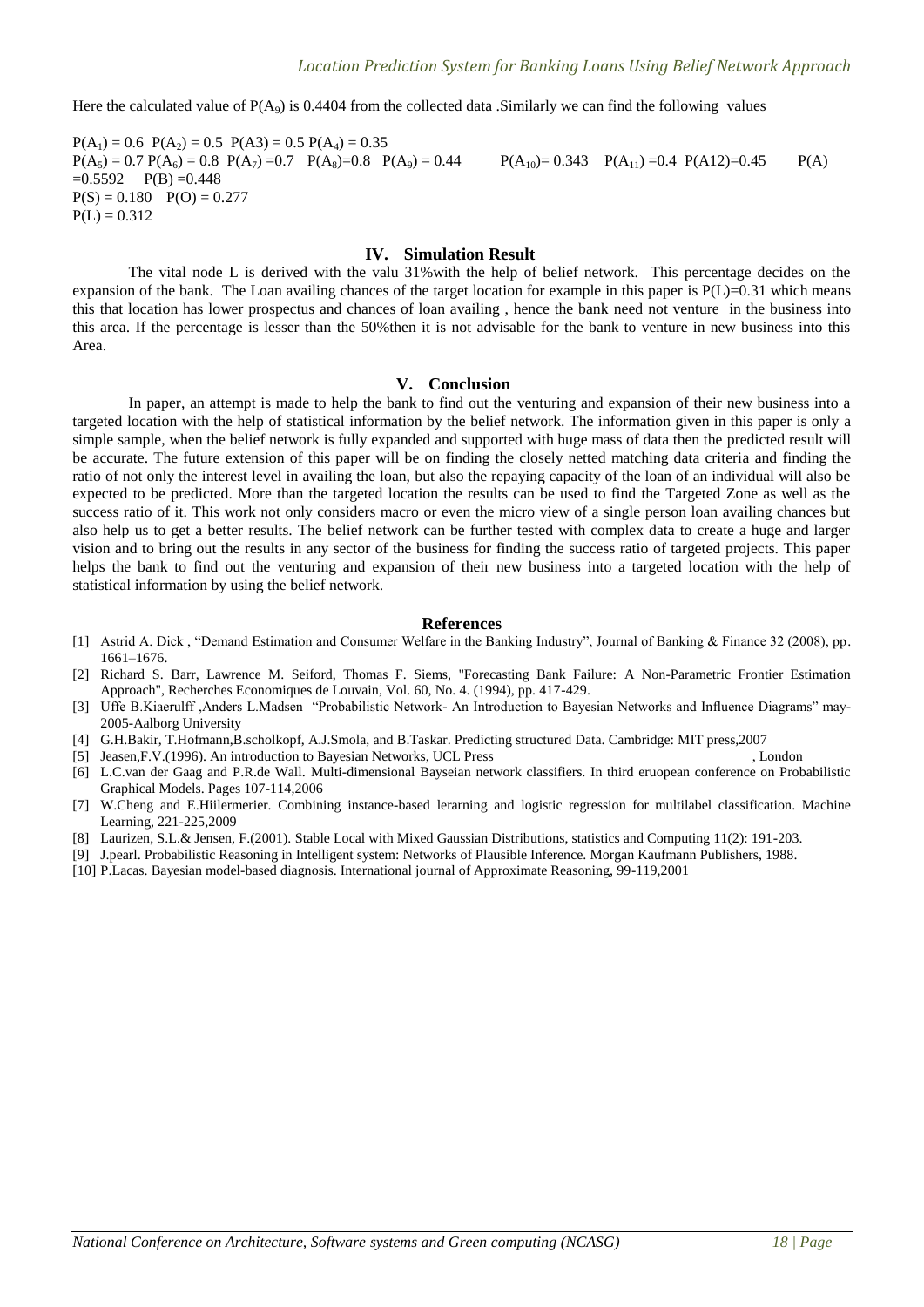Here the calculated value of $P(A_9)$ is 0.4404 from the collected data .Similarly we can find the following values

$P(A_1) = 0.6$ $P(A_2) = 0.5$ $P(A3) = 0.5$ $P(A_4) = 0.35$
$P(A_5) = 0.7$ $P(A_6) = 0.8$ $P(A_7) = 0.7$ $P(A_8)=0.8$ $P(A_9) = 0.44$ $P(A_{10})= 0.343$ $P(A_{11}) =0.4$ $P(A12)=0.45$ $P(A) =0.5592$ $P(B) =0.448$
$P(S) = 0.180$ $P(O) = 0.277$
$P(L) = 0.312$

## IV. Simulation Result

The vital node L is derived with the valu 31%with the help of belief network. This percentage decides on the expansion of the bank. The Loan availing chances of the target location for example in this paper is $P(L)=0.31$ which means this that location has lower prospectus and chances of loan availing , hence the bank need not venture in the business into this area. If the percentage is lesser than the 50%then it is not advisable for the bank to venture in new business into this Area.

## V. Conclusion

In paper, an attempt is made to help the bank to find out the venturing and expansion of their new business into a targeted location with the help of statistical information by the belief network. The information given in this paper is only a simple sample, when the belief network is fully expanded and supported with huge mass of data then the predicted result will be accurate. The future extension of this paper will be on finding the closely netted matching data criteria and finding the ratio of not only the interest level in availing the loan, but also the repaying capacity of the loan of an individual will also be expected to be predicted. More than the targeted location the results can be used to find the Targeted Zone as well as the success ratio of it. This work not only considers macro or even the micro view of a single person loan availing chances but also help us to get a better results. The belief network can be further tested with complex data to create a huge and larger vision and to bring out the results in any sector of the business for finding the success ratio of targeted projects. This paper helps the bank to find out the venturing and expansion of their new business into a targeted location with the help of statistical information by using the belief network.

## References

[1] Astrid A. Dick , "Demand Estimation and Consumer Welfare in the Banking Industry", Journal of Banking & Finance 32 (2008), pp. 1661–1676.

[2] Richard S. Barr, Lawrence M. Seiford, Thomas F. Siems, "Forecasting Bank Failure: A Non-Parametric Frontier Estimation Approach", Recherches Economiques de Louvain, Vol. 60, No. 4. (1994), pp. 417-429.

[3] Uffe B.Kiaerulff ,Anders L.Madsen "Probabilistic Network- An Introduction to Bayesian Networks and Influence Diagrams" may-2005-Aalborg University

[4] G.H.Bakir, T.Hofmann,B.scholkopf, A.J.Smola, and B.Taskar. Predicting structured Data. Cambridge: MIT press,2007

[5] Jeasen,F.V.(1996). An introduction to Bayesian Networks, UCL Press , London

[6] L.C.van der Gaag and P.R.de Wall. Multi-dimensional Bayseian network classifiers. In third eruopean conference on Probabilistic Graphical Models. Pages 107-114,2006

[7] W.Cheng and E.Hiilermerier. Combining instance-based lerarning and logistic regression for multilabel classification. Machine Learning, 221-225,2009

[8] Laurizen, S.L.& Jensen, F.(2001). Stable Local with Mixed Gaussian Distributions, statistics and Computing 11(2): 191-203.

[9] J.pearl. Probabilistic Reasoning in Intelligent system: Networks of Plausible Inference. Morgan Kaufmann Publishers, 1988.

[10] P.Lacas. Bayesian model-based diagnosis. International journal of Approximate Reasoning, 99-119,2001